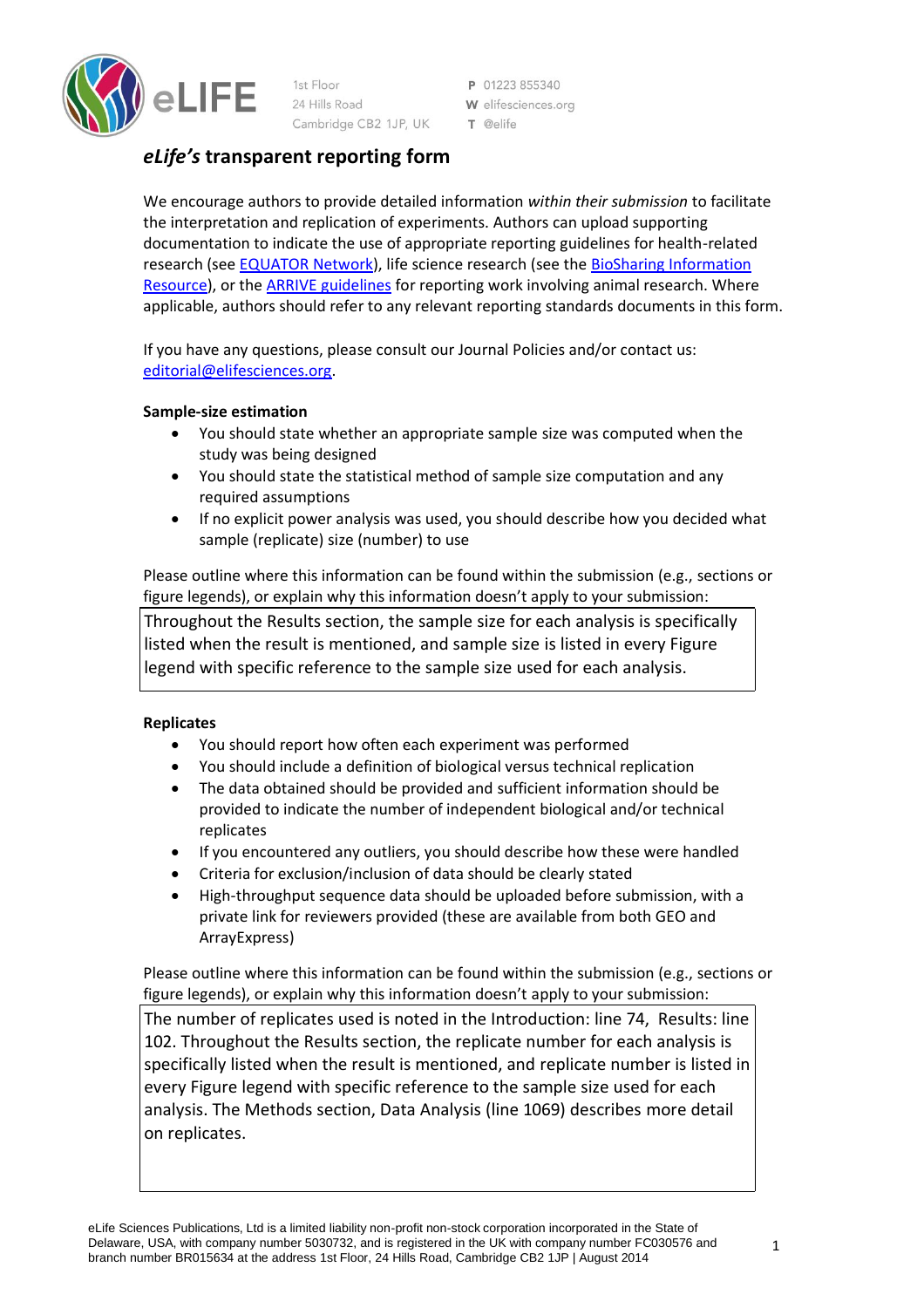eLIFE

1st Floor
24 Hills Road
Cambridge CB2 1JP, UK

**P** 01223 855340
**W** elifesciences.org
**T** @elife

# *eLife's* transparent reporting form

We encourage authors to provide detailed information *within their submission* to facilitate the interpretation and replication of experiments. Authors can upload supporting documentation to indicate the use of appropriate reporting guidelines for health-related research (see EQUATOR Network), life science research (see the BioSharing Information Resource), or the ARRIVE guidelines for reporting work involving animal research. Where applicable, authors should refer to any relevant reporting standards documents in this form.

If you have any questions, please consult our Journal Policies and/or contact us: editorial@elifesciences.org.

**Sample-size estimation**

- You should state whether an appropriate sample size was computed when the study was being designed
- You should state the statistical method of sample size computation and any required assumptions
- If no explicit power analysis was used, you should describe how you decided what sample (replicate) size (number) to use

Please outline where this information can be found within the submission (e.g., sections or figure legends), or explain why this information doesn't apply to your submission:

Throughout the Results section, the sample size for each analysis is specifically listed when the result is mentioned, and sample size is listed in every Figure legend with specific reference to the sample size used for each analysis.

**Replicates**

- You should report how often each experiment was performed
- You should include a definition of biological versus technical replication
- The data obtained should be provided and sufficient information should be provided to indicate the number of independent biological and/or technical replicates
- If you encountered any outliers, you should describe how these were handled
- Criteria for exclusion/inclusion of data should be clearly stated
- High-throughput sequence data should be uploaded before submission, with a private link for reviewers provided (these are available from both GEO and ArrayExpress)

Please outline where this information can be found within the submission (e.g., sections or figure legends), or explain why this information doesn't apply to your submission:

The number of replicates used is noted in the Introduction: line 74, Results: line 102. Throughout the Results section, the replicate number for each analysis is specifically listed when the result is mentioned, and replicate number is listed in every Figure legend with specific reference to the sample size used for each analysis. The Methods section, Data Analysis (line 1069) describes more detail on replicates.

eLife Sciences Publications, Ltd is a limited liability non-profit non-stock corporation incorporated in the State of Delaware, USA, with company number 5030732, and is registered in the UK with company number FC030576 and branch number BR015634 at the address 1st Floor, 24 Hills Road, Cambridge CB2 1JP | August 2014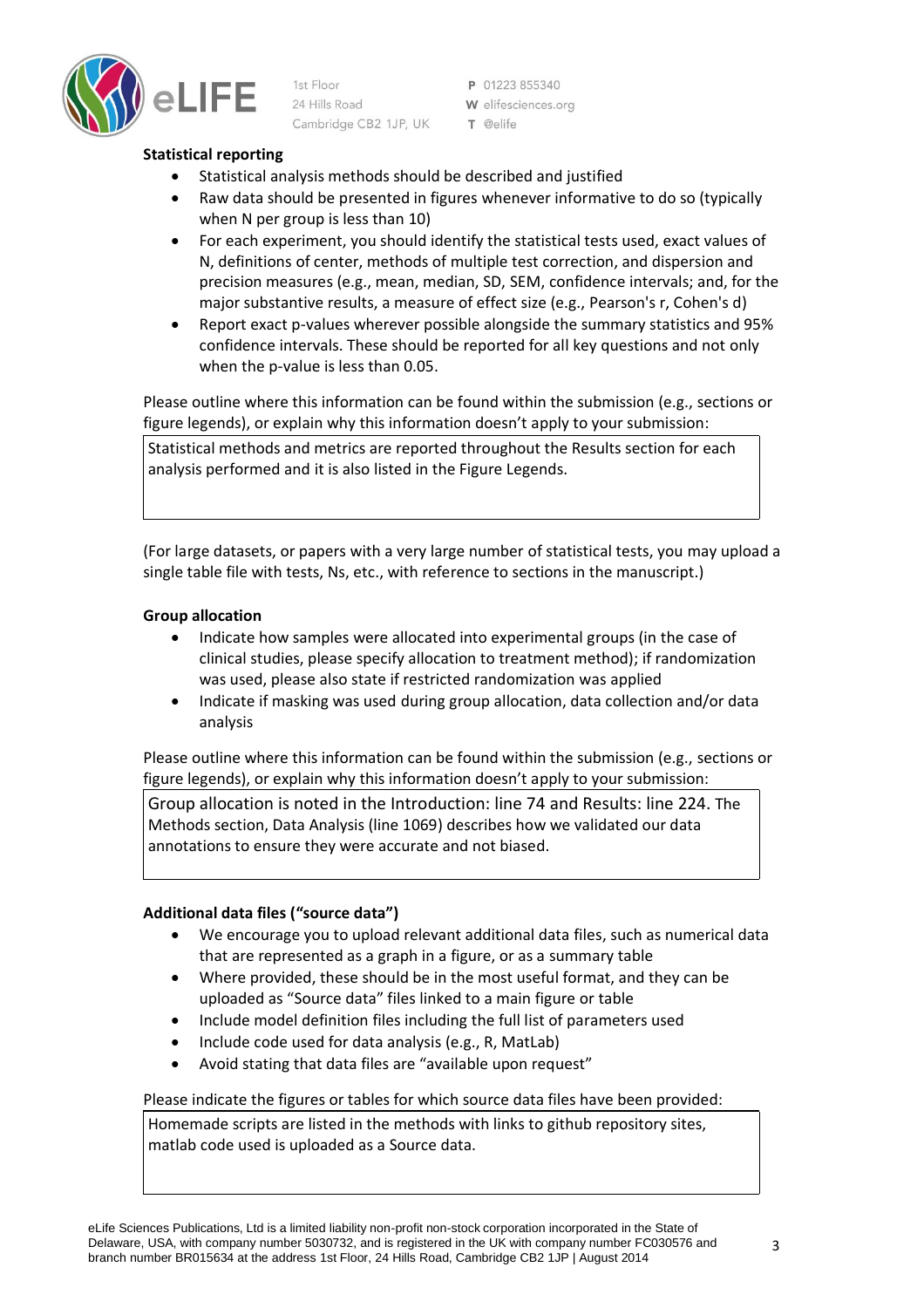**Statistical reporting**

- Statistical analysis methods should be described and justified
- Raw data should be presented in figures whenever informative to do so (typically when N per group is less than 10)
- For each experiment, you should identify the statistical tests used, exact values of N, definitions of center, methods of multiple test correction, and dispersion and precision measures (e.g., mean, median, SD, SEM, confidence intervals; and, for the major substantive results, a measure of effect size (e.g., Pearson's r, Cohen's d)
- Report exact p-values wherever possible alongside the summary statistics and 95% confidence intervals. These should be reported for all key questions and not only when the p-value is less than 0.05.

Please outline where this information can be found within the submission (e.g., sections or figure legends), or explain why this information doesn't apply to your submission:

Statistical methods and metrics are reported throughout the Results section for each analysis performed and it is also listed in the Figure Legends.

(For large datasets, or papers with a very large number of statistical tests, you may upload a single table file with tests, Ns, etc., with reference to sections in the manuscript.)

**Group allocation**

- Indicate how samples were allocated into experimental groups (in the case of clinical studies, please specify allocation to treatment method); if randomization was used, please also state if restricted randomization was applied
- Indicate if masking was used during group allocation, data collection and/or data analysis

Please outline where this information can be found within the submission (e.g., sections or figure legends), or explain why this information doesn't apply to your submission:

Group allocation is noted in the Introduction: line 74 and Results: line 224. The Methods section, Data Analysis (line 1069) describes how we validated our data annotations to ensure they were accurate and not biased.

**Additional data files ("source data")**

- We encourage you to upload relevant additional data files, such as numerical data that are represented as a graph in a figure, or as a summary table
- Where provided, these should be in the most useful format, and they can be uploaded as "Source data" files linked to a main figure or table
- Include model definition files including the full list of parameters used
- Include code used for data analysis (e.g., R, MatLab)
- Avoid stating that data files are "available upon request"

Please indicate the figures or tables for which source data files have been provided:

Homemade scripts are listed in the methods with links to github repository sites, matlab code used is uploaded as a Source data.